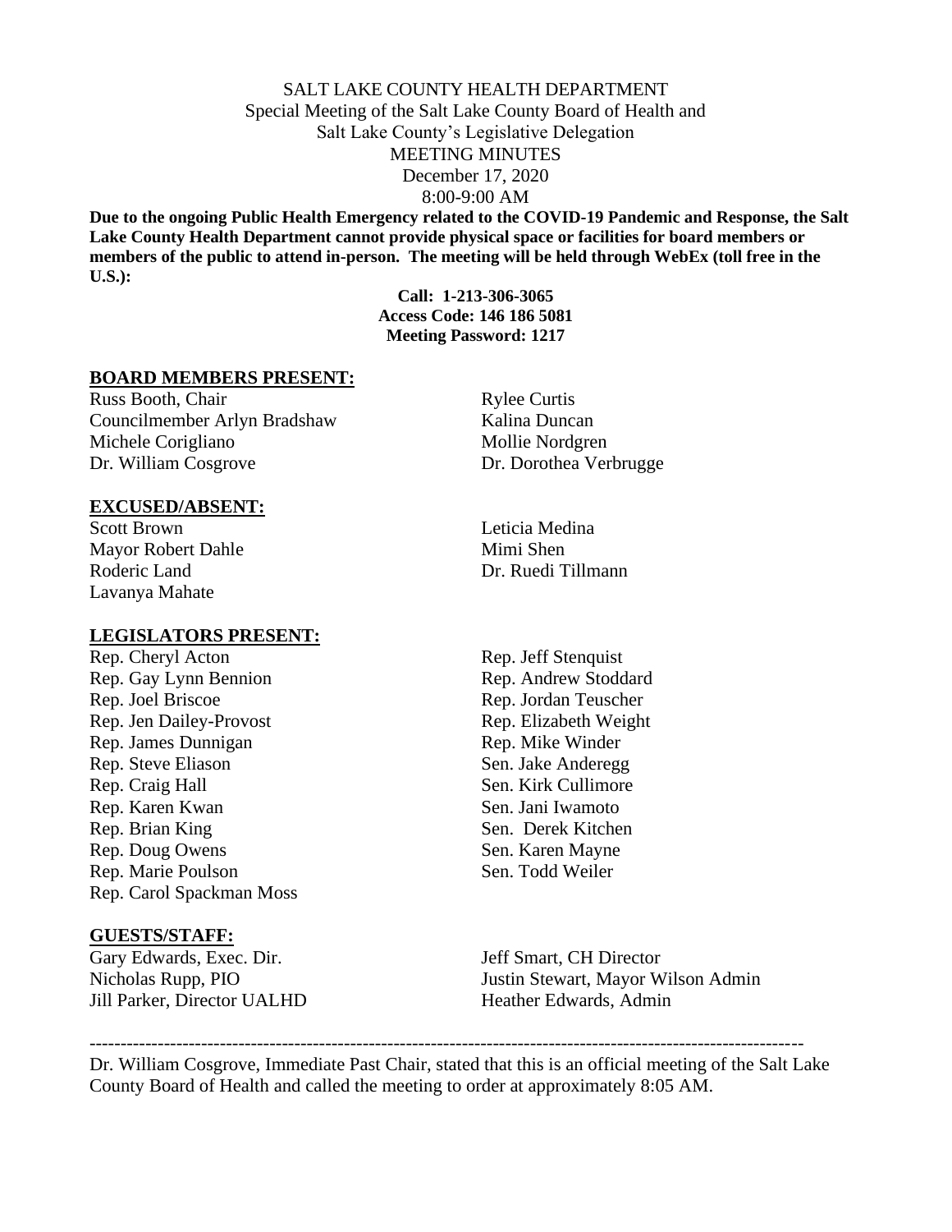SALT LAKE COUNTY HEALTH DEPARTMENT
Special Meeting of the Salt Lake County Board of Health and
Salt Lake County's Legislative Delegation
MEETING MINUTES
December 17, 2020
8:00-9:00 AM

**Due to the ongoing Public Health Emergency related to the COVID-19 Pandemic and Response, the Salt Lake County Health Department cannot provide physical space or facilities for board members or members of the public to attend in-person. The meeting will be held through WebEx (toll free in the U.S.):**

**Call: 1-213-306-3065**
**Access Code: 146 186 5081**
**Meeting Password: 1217**

## BOARD MEMBERS PRESENT:

Russ Booth, Chair
Councilmember Arlyn Bradshaw
Michele Corigliano
Dr. William Cosgrove
Rylee Curtis
Kalina Duncan
Mollie Nordgren
Dr. Dorothea Verbrugge

## EXCUSED/ABSENT:

Scott Brown
Mayor Robert Dahle
Roderic Land
Lavanya Mahate
Leticia Medina
Mimi Shen
Dr. Ruedi Tillmann

## LEGISLATORS PRESENT:

Rep. Cheryl Acton
Rep. Gay Lynn Bennion
Rep. Joel Briscoe
Rep. Jen Dailey-Provost
Rep. James Dunnigan
Rep. Steve Eliason
Rep. Craig Hall
Rep. Karen Kwan
Rep. Brian King
Rep. Doug Owens
Rep. Marie Poulson
Rep. Carol Spackman Moss
Rep. Jeff Stenquist
Rep. Andrew Stoddard
Rep. Jordan Teuscher
Rep. Elizabeth Weight
Rep. Mike Winder
Sen. Jake Anderegg
Sen. Kirk Cullimore
Sen. Jani Iwamoto
Sen. Derek Kitchen
Sen. Karen Mayne
Sen. Todd Weiler

## GUESTS/STAFF:

Gary Edwards, Exec. Dir.
Nicholas Rupp, PIO
Jill Parker, Director UALHD
Jeff Smart, CH Director
Justin Stewart, Mayor Wilson Admin
Heather Edwards, Admin

---

Dr. William Cosgrove, Immediate Past Chair, stated that this is an official meeting of the Salt Lake County Board of Health and called the meeting to order at approximately 8:05 AM.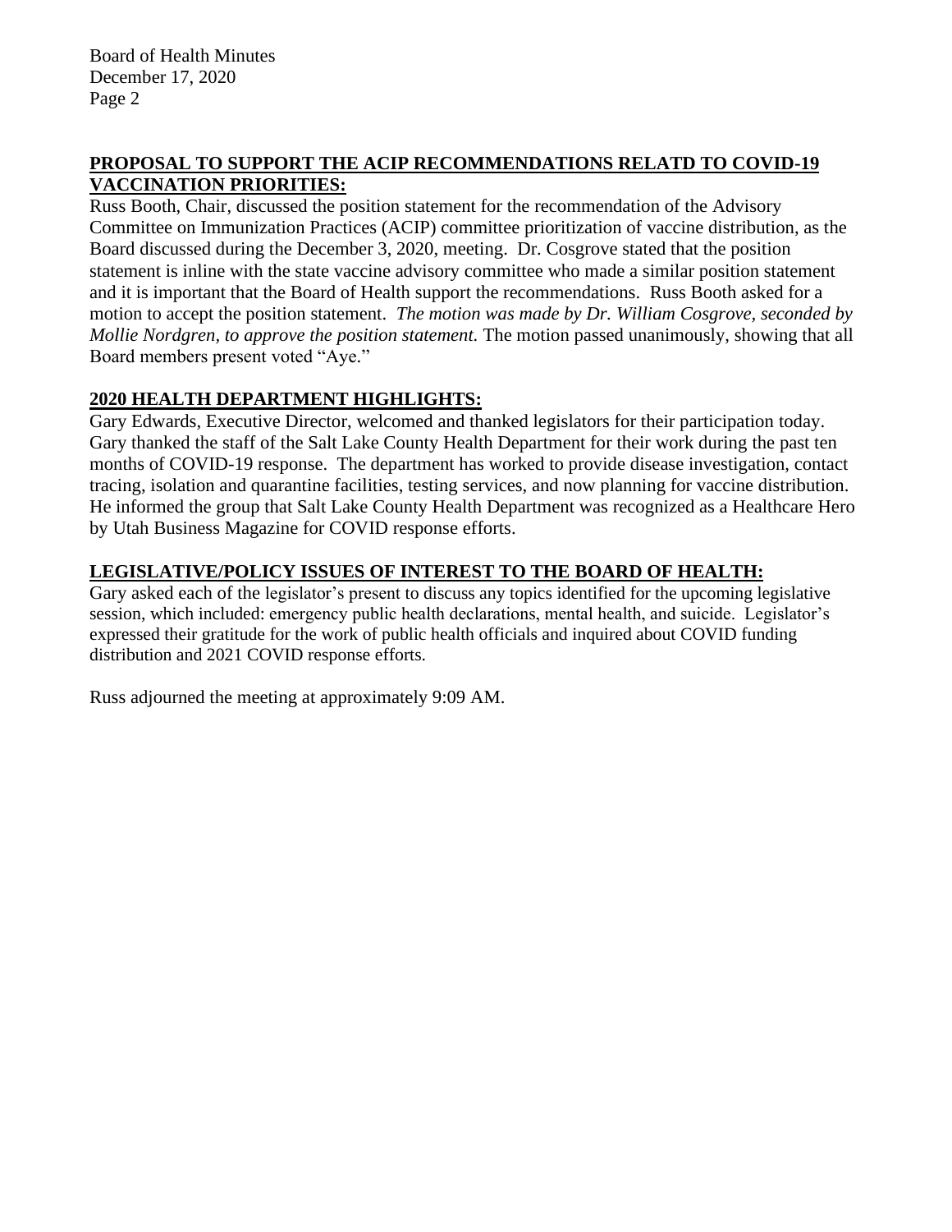## PROPOSAL TO SUPPORT THE ACIP RECOMMENDATIONS RELATD TO COVID-19 VACCINATION PRIORITIES:

Russ Booth, Chair, discussed the position statement for the recommendation of the Advisory Committee on Immunization Practices (ACIP) committee prioritization of vaccine distribution, as the Board discussed during the December 3, 2020, meeting. Dr. Cosgrove stated that the position statement is inline with the state vaccine advisory committee who made a similar position statement and it is important that the Board of Health support the recommendations. Russ Booth asked for a motion to accept the position statement. *The motion was made by Dr. William Cosgrove, seconded by Mollie Nordgren, to approve the position statement.* The motion passed unanimously, showing that all Board members present voted "Aye."

## 2020 HEALTH DEPARTMENT HIGHLIGHTS:

Gary Edwards, Executive Director, welcomed and thanked legislators for their participation today. Gary thanked the staff of the Salt Lake County Health Department for their work during the past ten months of COVID-19 response. The department has worked to provide disease investigation, contact tracing, isolation and quarantine facilities, testing services, and now planning for vaccine distribution. He informed the group that Salt Lake County Health Department was recognized as a Healthcare Hero by Utah Business Magazine for COVID response efforts.

## LEGISLATIVE/POLICY ISSUES OF INTEREST TO THE BOARD OF HEALTH:

Gary asked each of the legislator's present to discuss any topics identified for the upcoming legislative session, which included: emergency public health declarations, mental health, and suicide. Legislator's expressed their gratitude for the work of public health officials and inquired about COVID funding distribution and 2021 COVID response efforts.

Russ adjourned the meeting at approximately 9:09 AM.